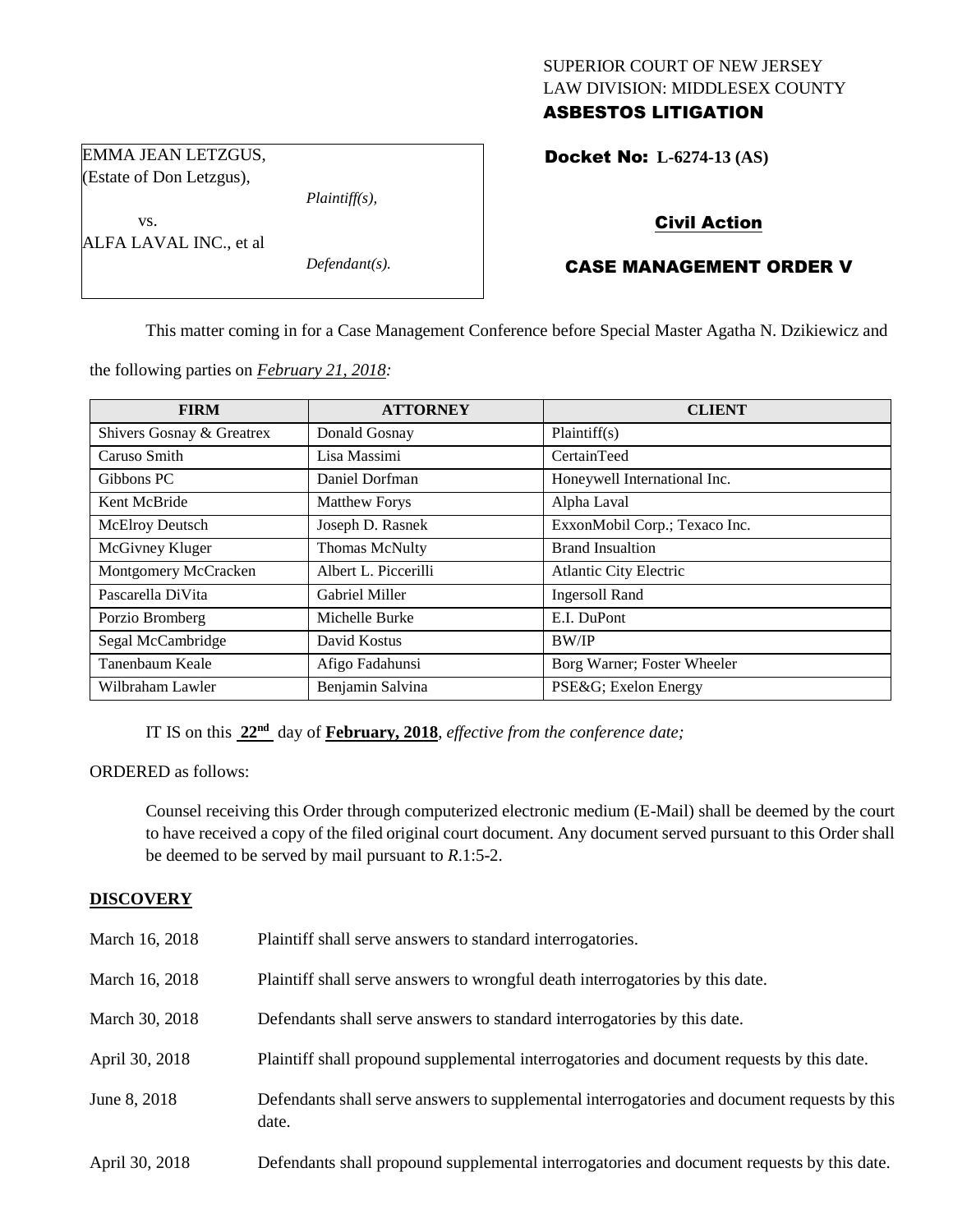SUPERIOR COURT OF NEW JERSEY
LAW DIVISION: MIDDLESEX COUNTY
**ASBESTOS LITIGATION**

EMMA JEAN LETZGUS,
(Estate of Don Letzgus),

*Plaintiff(s),*

vs.

ALFA LAVAL INC., et al

*Defendant(s).*

**Docket No: L-6274-13 (AS)**

**Civil Action**

**CASE MANAGEMENT ORDER V**

This matter coming in for a Case Management Conference before Special Master Agatha N. Dzikiewicz and the following parties on *February 21, 2018:*

| FIRM | ATTORNEY | CLIENT |
|---|---|---|
| Shivers Gosnay & Greatrex | Donald Gosnay | Plaintiff(s) |
| Caruso Smith | Lisa Massimi | CertainTeed |
| Gibbons PC | Daniel Dorfman | Honeywell International Inc. |
| Kent McBride | Matthew Forys | Alpha Laval |
| McElroy Deutsch | Joseph D. Rasnek | ExxonMobil Corp.; Texaco Inc. |
| McGivney Kluger | Thomas McNulty | Brand Insualtion |
| Montgomery McCracken | Albert L. Piccerilli | Atlantic City Electric |
| Pascarella DiVita | Gabriel Miller | Ingersoll Rand |
| Porzio Bromberg | Michelle Burke | E.I. DuPont |
| Segal McCambridge | David Kostus | BW/IP |
| Tanenbaum Keale | Afigo Fadahunsi | Borg Warner; Foster Wheeler |
| Wilbraham Lawler | Benjamin Salvina | PSE&G; Exelon Energy |

IT IS on this **22nd** day of **February, 2018**, *effective from the conference date;*

ORDERED as follows:

Counsel receiving this Order through computerized electronic medium (E-Mail) shall be deemed by the court to have received a copy of the filed original court document. Any document served pursuant to this Order shall be deemed to be served by mail pursuant to *R*.1:5-2.

**DISCOVERY**

| | |
|---|---|
| March 16, 2018 | Plaintiff shall serve answers to standard interrogatories. |
| March 16, 2018 | Plaintiff shall serve answers to wrongful death interrogatories by this date. |
| March 30, 2018 | Defendants shall serve answers to standard interrogatories by this date. |
| April 30, 2018 | Plaintiff shall propound supplemental interrogatories and document requests by this date. |
| June 8, 2018 | Defendants shall serve answers to supplemental interrogatories and document requests by this date. |
| April 30, 2018 | Defendants shall propound supplemental interrogatories and document requests by this date. |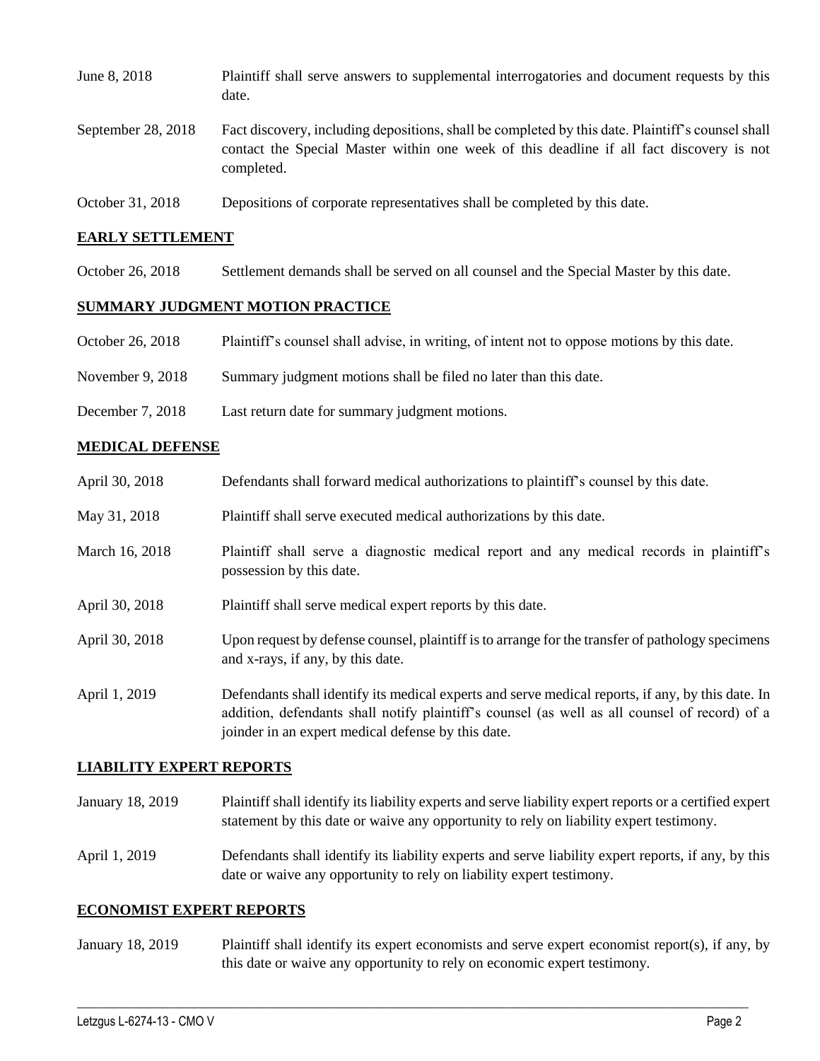| | |
|---|---|
| June 8, 2018 | Plaintiff shall serve answers to supplemental interrogatories and document requests by this date. |
| September 28, 2018 | Fact discovery, including depositions, shall be completed by this date. Plaintiff's counsel shall contact the Special Master within one week of this deadline if all fact discovery is not completed. |
| October 31, 2018 | Depositions of corporate representatives shall be completed by this date. |

## EARLY SETTLEMENT

| | |
|---|---|
| October 26, 2018 | Settlement demands shall be served on all counsel and the Special Master by this date. |

## SUMMARY JUDGMENT MOTION PRACTICE

| | |
|---|---|
| October 26, 2018 | Plaintiff's counsel shall advise, in writing, of intent not to oppose motions by this date. |
| November 9, 2018 | Summary judgment motions shall be filed no later than this date. |
| December 7, 2018 | Last return date for summary judgment motions. |

## MEDICAL DEFENSE

| | |
|---|---|
| April 30, 2018 | Defendants shall forward medical authorizations to plaintiff's counsel by this date. |
| May 31, 2018 | Plaintiff shall serve executed medical authorizations by this date. |
| March 16, 2018 | Plaintiff shall serve a diagnostic medical report and any medical records in plaintiff's possession by this date. |
| April 30, 2018 | Plaintiff shall serve medical expert reports by this date. |
| April 30, 2018 | Upon request by defense counsel, plaintiff is to arrange for the transfer of pathology specimens and x-rays, if any, by this date. |
| April 1, 2019 | Defendants shall identify its medical experts and serve medical reports, if any, by this date. In addition, defendants shall notify plaintiff's counsel (as well as all counsel of record) of a joinder in an expert medical defense by this date. |

## LIABILITY EXPERT REPORTS

| | |
|---|---|
| January 18, 2019 | Plaintiff shall identify its liability experts and serve liability expert reports or a certified expert statement by this date or waive any opportunity to rely on liability expert testimony. |
| April 1, 2019 | Defendants shall identify its liability experts and serve liability expert reports, if any, by this date or waive any opportunity to rely on liability expert testimony. |

## ECONOMIST EXPERT REPORTS

| | |
|---|---|
| January 18, 2019 | Plaintiff shall identify its expert economists and serve expert economist report(s), if any, by this date or waive any opportunity to rely on economic expert testimony. |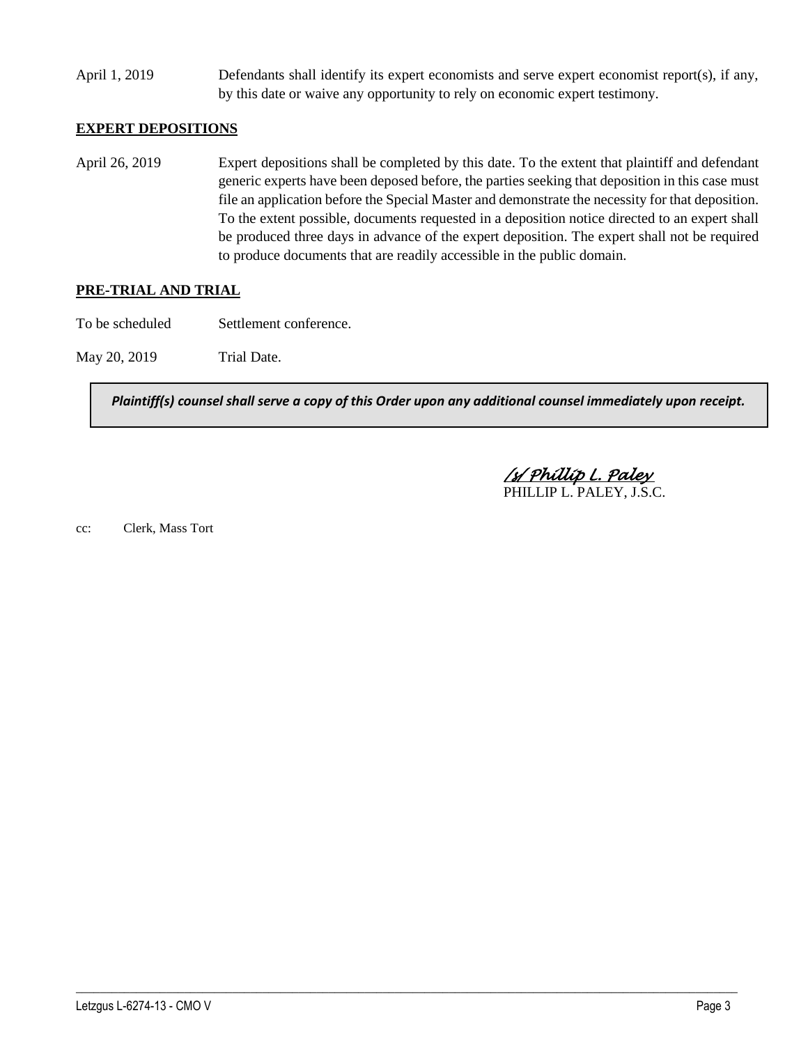April 1, 2019 Defendants shall identify its expert economists and serve expert economist report(s), if any, by this date or waive any opportunity to rely on economic expert testimony.

**EXPERT DEPOSITIONS**

April 26, 2019 Expert depositions shall be completed by this date. To the extent that plaintiff and defendant generic experts have been deposed before, the parties seeking that deposition in this case must file an application before the Special Master and demonstrate the necessity for that deposition. To the extent possible, documents requested in a deposition notice directed to an expert shall be produced three days in advance of the expert deposition. The expert shall not be required to produce documents that are readily accessible in the public domain.

**PRE-TRIAL AND TRIAL**

To be scheduled Settlement conference.

May 20, 2019 Trial Date.

***Plaintiff(s) counsel shall serve a copy of this Order upon any additional counsel immediately upon receipt.***

*/s/ Phillip L. Paley*
PHILLIP L. PALEY, J.S.C.

cc: Clerk, Mass Tort